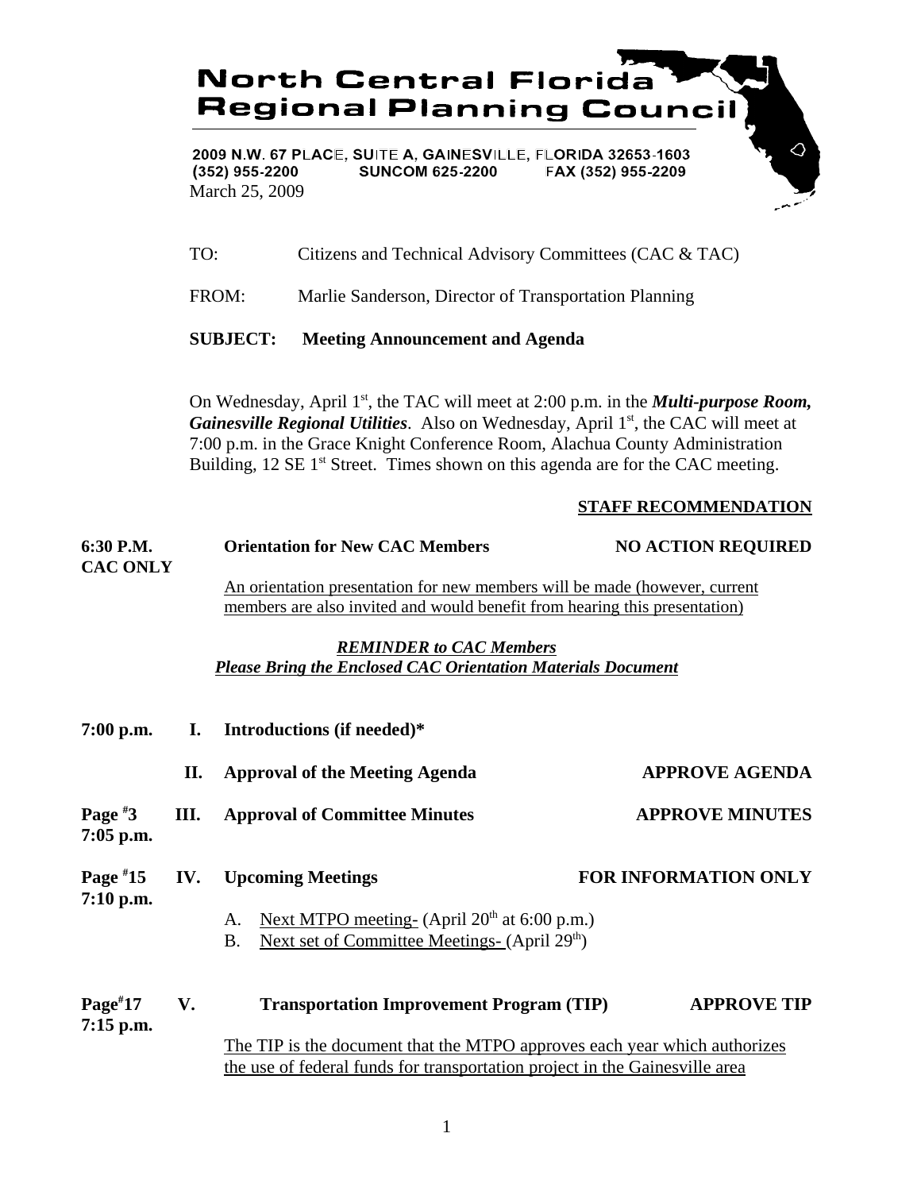# North Central Florida Regional Planning Council

2009 N.W. 67 PLACE, SUITE A, GAINESVILLE, FLORIDA 32653-1603
(352) 955-2200 SUNCOM 625-2200 FAX (352) 955-2209

March 25, 2009

TO: Citizens and Technical Advisory Committees (CAC & TAC)

FROM: Marlie Sanderson, Director of Transportation Planning

**SUBJECT: Meeting Announcement and Agenda**

On Wednesday, April 1st, the TAC will meet at 2:00 p.m. in the ***Multi-purpose Room, Gainesville Regional Utilities***. Also on Wednesday, April 1st, the CAC will meet at 7:00 p.m. in the Grace Knight Conference Room, Alachua County Administration Building, 12 SE 1st Street. Times shown on this agenda are for the CAC meeting.

**STAFF RECOMMENDATION**

**6:30 P.M. CAC ONLY** — **Orientation for New CAC Members** — **NO ACTION REQUIRED**

An orientation presentation for new members will be made (however, current members are also invited and would benefit from hearing this presentation)

***REMINDER to CAC Members***
***Please Bring the Enclosed CAC Orientation Materials Document***

**7:00 p.m. I. Introductions (if needed)***

**II. Approval of the Meeting Agenda** — **APPROVE AGENDA**

**Page #3, 7:05 p.m. III. Approval of Committee Minutes** — **APPROVE MINUTES**

**Page #15, 7:10 p.m. IV. Upcoming Meetings** — **FOR INFORMATION ONLY**

A. Next MTPO meeting- (April 20th at 6:00 p.m.)
B. Next set of Committee Meetings- (April 29th)

**Page#17, 7:15 p.m. V. Transportation Improvement Program (TIP)** — **APPROVE TIP**

The TIP is the document that the MTPO approves each year which authorizes the use of federal funds for transportation project in the Gainesville area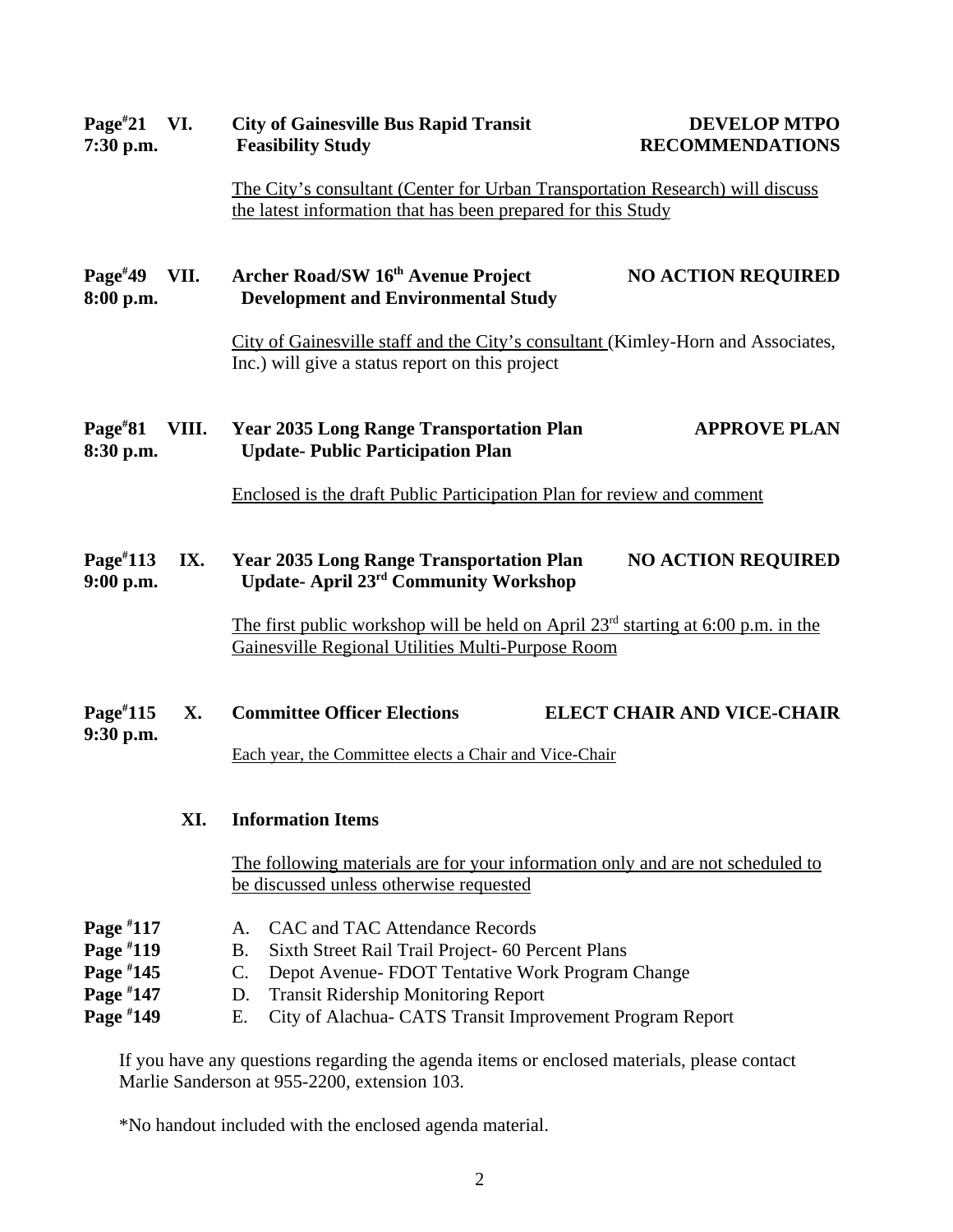**Page[#]21 7:30 p.m.** **VI.** **City of Gainesville Bus Rapid Transit Feasibility Study** **DEVELOP MTPO RECOMMENDATIONS**

The City's consultant (Center for Urban Transportation Research) will discuss the latest information that has been prepared for this Study

**Page[#]49 8:00 p.m.** **VII.** **Archer Road/SW 16th Avenue Project Development and Environmental Study** **NO ACTION REQUIRED**

City of Gainesville staff and the City's consultant (Kimley-Horn and Associates, Inc.) will give a status report on this project

**Page[#]81 8:30 p.m.** **VIII.** **Year 2035 Long Range Transportation Plan Update- Public Participation Plan** **APPROVE PLAN**

Enclosed is the draft Public Participation Plan for review and comment

**Page[#]113 9:00 p.m.** **IX.** **Year 2035 Long Range Transportation Plan Update- April 23rd Community Workshop** **NO ACTION REQUIRED**

The first public workshop will be held on April 23rd starting at 6:00 p.m. in the Gainesville Regional Utilities Multi-Purpose Room

**Page[#]115 9:30 p.m.** **X.** **Committee Officer Elections** **ELECT CHAIR AND VICE-CHAIR**

Each year, the Committee elects a Chair and Vice-Chair

**XI.** **Information Items**

The following materials are for your information only and are not scheduled to be discussed unless otherwise requested

**Page [#]117** A. CAC and TAC Attendance Records
**Page [#]119** B. Sixth Street Rail Trail Project- 60 Percent Plans
**Page [#]145** C. Depot Avenue- FDOT Tentative Work Program Change
**Page [#]147** D. Transit Ridership Monitoring Report
**Page [#]149** E. City of Alachua- CATS Transit Improvement Program Report

If you have any questions regarding the agenda items or enclosed materials, please contact Marlie Sanderson at 955-2200, extension 103.

*No handout included with the enclosed agenda material.